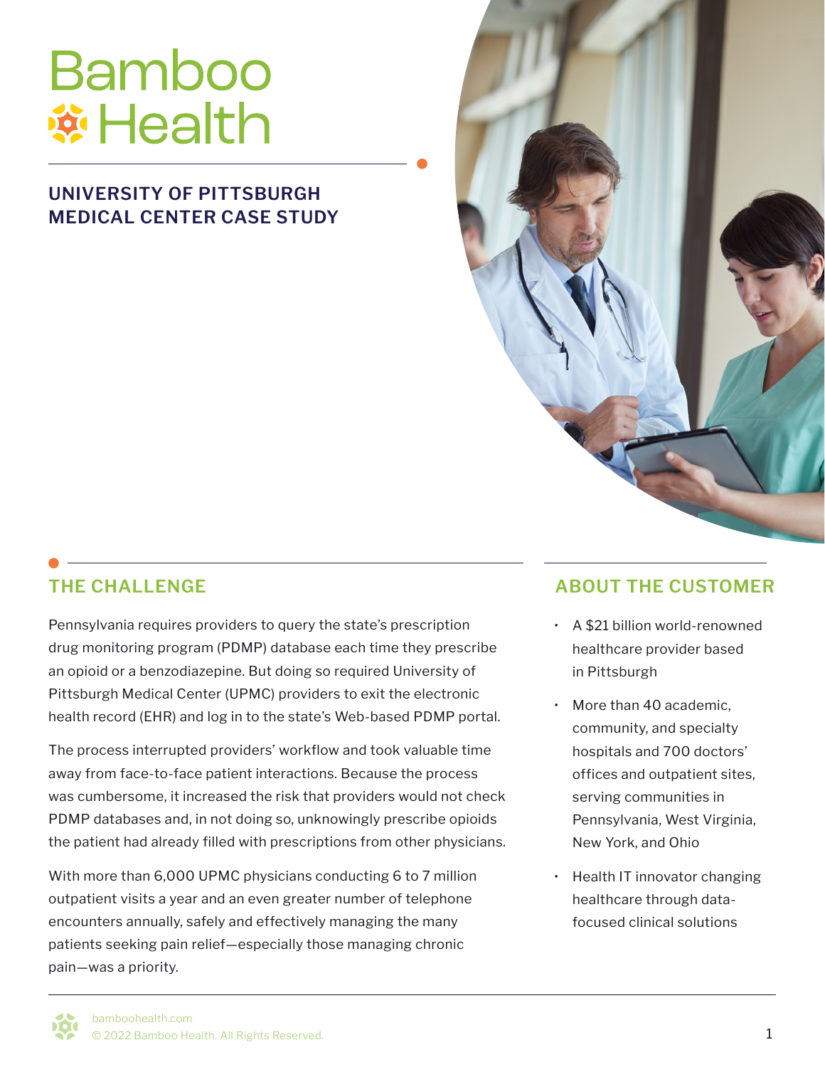# Bamboo Health

## UNIVERSITY OF PITTSBURGH MEDICAL CENTER CASE STUDY

## THE CHALLENGE

Pennsylvania requires providers to query the state's prescription drug monitoring program (PDMP) database each time they prescribe an opioid or a benzodiazepine. But doing so required University of Pittsburgh Medical Center (UPMC) providers to exit the electronic health record (EHR) and log in to the state's Web-based PDMP portal.

The process interrupted providers' workflow and took valuable time away from face-to-face patient interactions. Because the process was cumbersome, it increased the risk that providers would not check PDMP databases and, in not doing so, unknowingly prescribe opioids the patient had already filled with prescriptions from other physicians.

With more than 6,000 UPMC physicians conducting 6 to 7 million outpatient visits a year and an even greater number of telephone encounters annually, safely and effectively managing the many patients seeking pain relief—especially those managing chronic pain—was a priority.

## ABOUT THE CUSTOMER

- A $21 billion world-renowned healthcare provider based in Pittsburgh
- More than 40 academic, community, and specialty hospitals and 700 doctors' offices and outpatient sites, serving communities in Pennsylvania, West Virginia, New York, and Ohio
- Health IT innovator changing healthcare through data-focused clinical solutions

bamboohealth.com
© 2022 Bamboo Health. All Rights Reserved.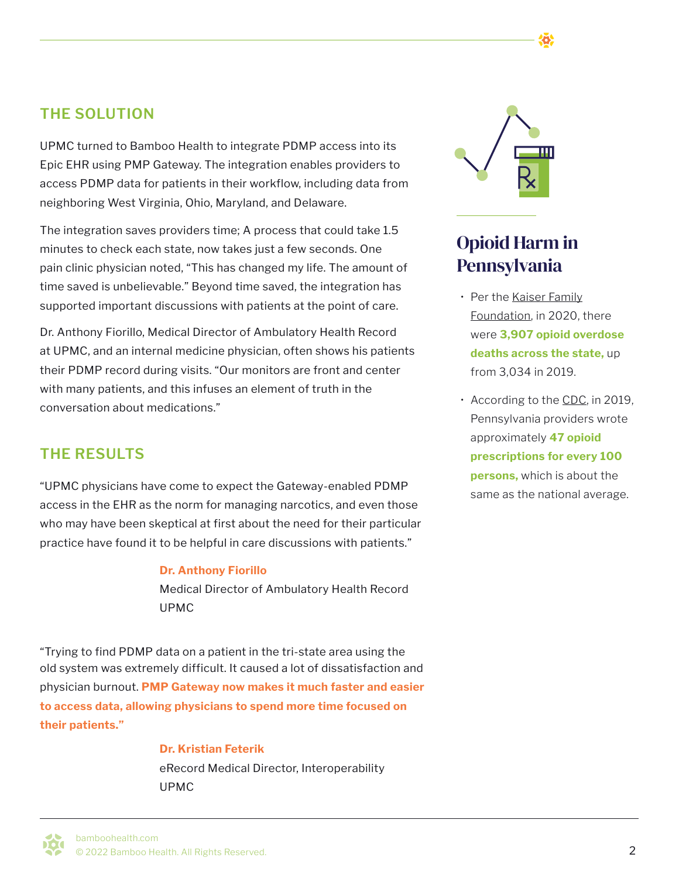## THE SOLUTION

UPMC turned to Bamboo Health to integrate PDMP access into its Epic EHR using PMP Gateway. The integration enables providers to access PDMP data for patients in their workflow, including data from neighboring West Virginia, Ohio, Maryland, and Delaware.

The integration saves providers time; A process that could take 1.5 minutes to check each state, now takes just a few seconds. One pain clinic physician noted, "This has changed my life. The amount of time saved is unbelievable." Beyond time saved, the integration has supported important discussions with patients at the point of care.

Dr. Anthony Fiorillo, Medical Director of Ambulatory Health Record at UPMC, and an internal medicine physician, often shows his patients their PDMP record during visits. "Our monitors are front and center with many patients, and this infuses an element of truth in the conversation about medications."

## THE RESULTS

"UPMC physicians have come to expect the Gateway-enabled PDMP access in the EHR as the norm for managing narcotics, and even those who may have been skeptical at first about the need for their particular practice have found it to be helpful in care discussions with patients."

**Dr. Anthony Fiorillo**
Medical Director of Ambulatory Health Record
UPMC

"Trying to find PDMP data on a patient in the tri-state area using the old system was extremely difficult. It caused a lot of dissatisfaction and physician burnout. **PMP Gateway now makes it much faster and easier to access data, allowing physicians to spend more time focused on their patients."**

**Dr. Kristian Feterik**
eRecord Medical Director, Interoperability
UPMC

## Opioid Harm in Pennsylvania

- Per the Kaiser Family Foundation, in 2020, there were **3,907 opioid overdose deaths across the state,** up from 3,034 in 2019.
- According to the CDC, in 2019, Pennsylvania providers wrote approximately **47 opioid prescriptions for every 100 persons,** which is about the same as the national average.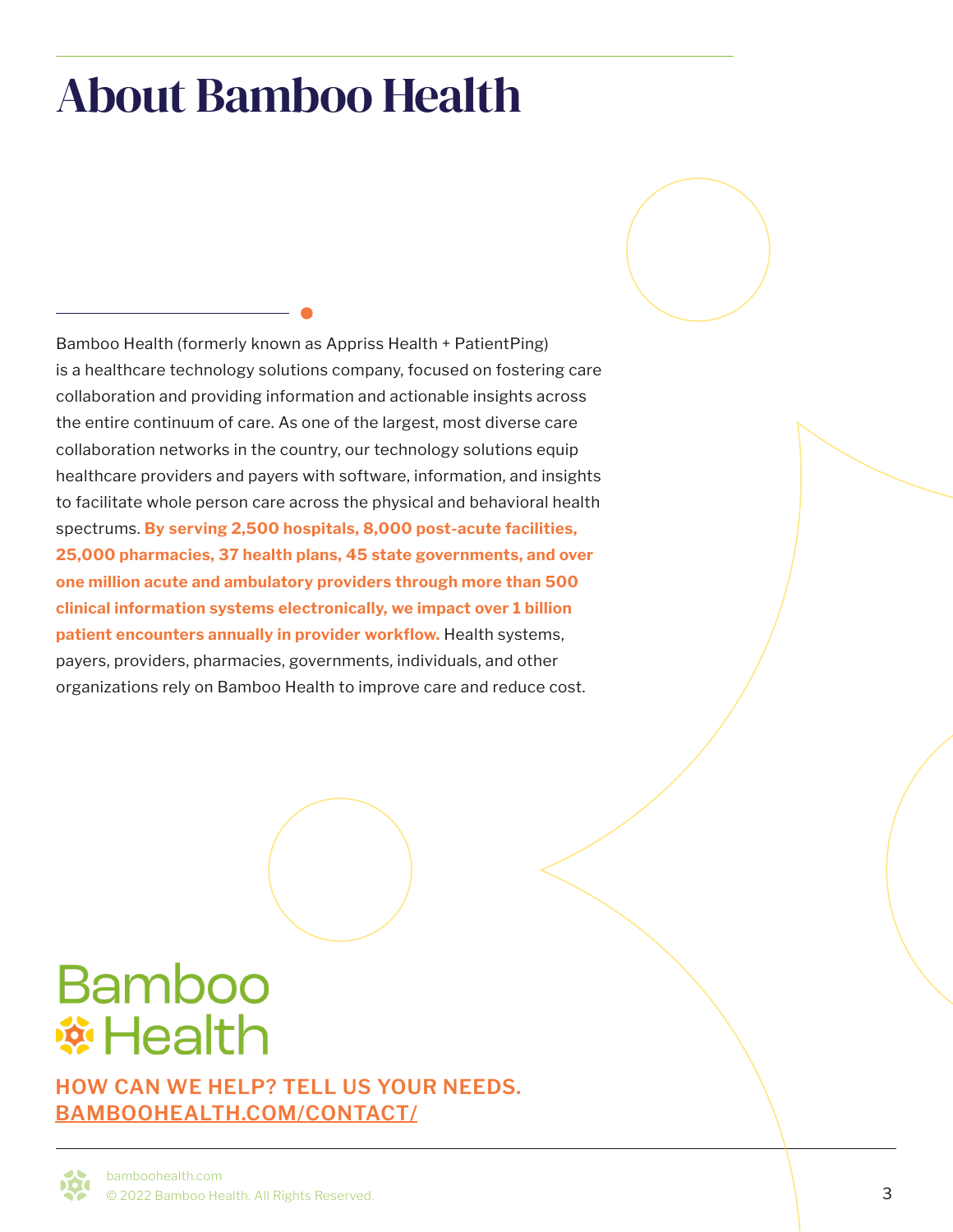# About Bamboo Health

Bamboo Health (formerly known as Appriss Health + PatientPing) is a healthcare technology solutions company, focused on fostering care collaboration and providing information and actionable insights across the entire continuum of care. As one of the largest, most diverse care collaboration networks in the country, our technology solutions equip healthcare providers and payers with software, information, and insights to facilitate whole person care across the physical and behavioral health spectrums. **By serving 2,500 hospitals, 8,000 post-acute facilities, 25,000 pharmacies, 37 health plans, 45 state governments, and over one million acute and ambulatory providers through more than 500 clinical information systems electronically, we impact over 1 billion patient encounters annually in provider workflow.** Health systems, payers, providers, pharmacies, governments, individuals, and other organizations rely on Bamboo Health to improve care and reduce cost.

Bamboo Health

**HOW CAN WE HELP? TELL US YOUR NEEDS.**
**BAMBOOHEALTH.COM/CONTACT/**

bamboohealth.com
© 2022 Bamboo Health. All Rights Reserved.